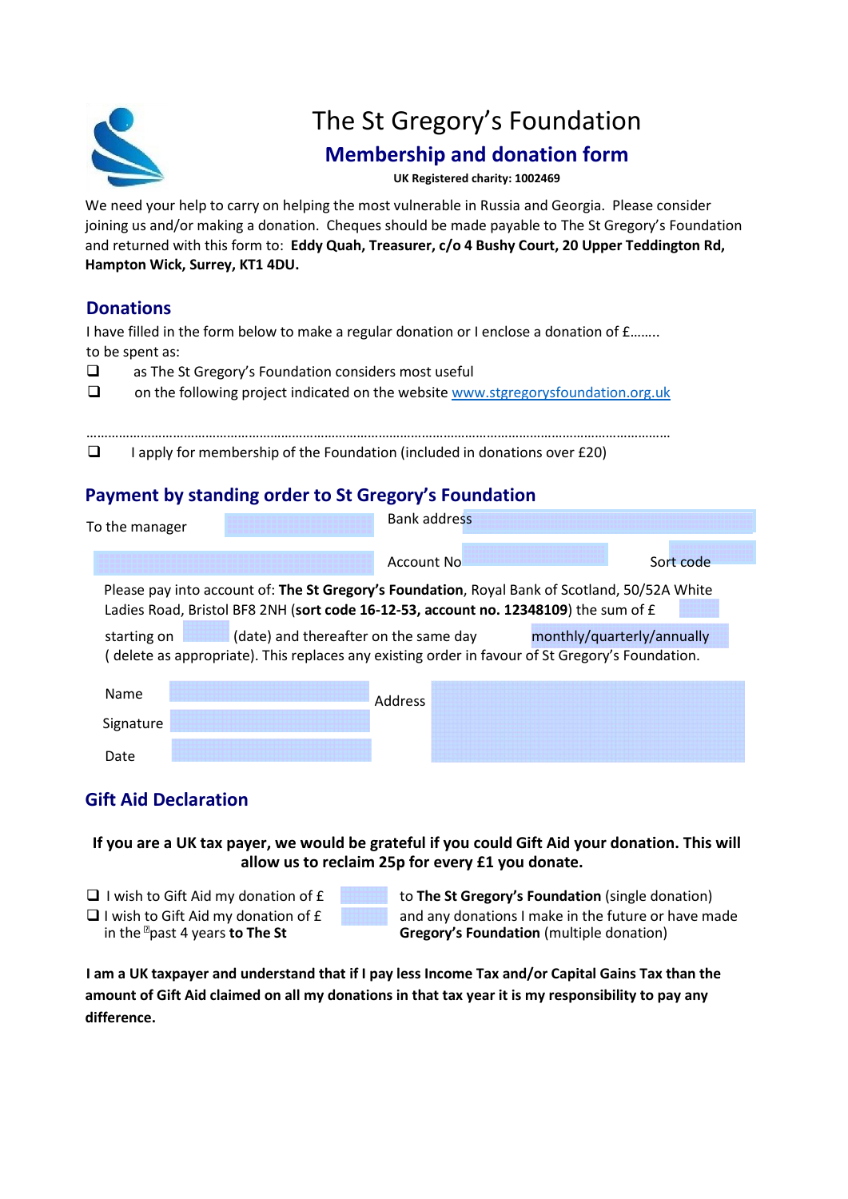# The St Gregory's Foundation

## Membership and donation form

**UK Registered charity: 1002469**

We need your help to carry on helping the most vulnerable in Russia and Georgia. Please consider joining us and/or making a donation. Cheques should be made payable to The St Gregory's Foundation and returned with this form to: **Eddy Quah, Treasurer, c/o 4 Bushy Court, 20 Upper Teddington Rd, Hampton Wick, Surrey, KT1 4DU.**

## Donations

I have filled in the form below to make a regular donation or I enclose a donation of £……..
to be spent as:

- ❑ as The St Gregory's Foundation considers most useful
- ❑ on the following project indicated on the website www.stgregorysfoundation.org.uk

………………………………………………………………………………………………………………………………………………

- ❑ I apply for membership of the Foundation (included in donations over £20)

## Payment by standing order to St Gregory's Foundation

To the manager Bank address

Account No Sort code

Please pay into account of: **The St Gregory's Foundation**, Royal Bank of Scotland, 50/52A White Ladies Road, Bristol BF8 2NH (**sort code 16-12-53, account no. 12348109**) the sum of £

starting on (date) and thereafter on the same day monthly/quarterly/annually ( delete as appropriate). This replaces any existing order in favour of St Gregory's Foundation.

Name

Signature

Date

Address

## Gift Aid Declaration

**If you are a UK tax payer, we would be grateful if you could Gift Aid your donation. This will allow us to reclaim 25p for every £1 you donate.**

- ❑ I wish to Gift Aid my donation of £ to **The St Gregory's Foundation** (single donation)
- ❑ I wish to Gift Aid my donation of £ and any donations I make in the future or have made in the past 4 years **to The St Gregory's Foundation** (multiple donation)

**I am a UK taxpayer and understand that if I pay less Income Tax and/or Capital Gains Tax than the amount of Gift Aid claimed on all my donations in that tax year it is my responsibility to pay any difference.**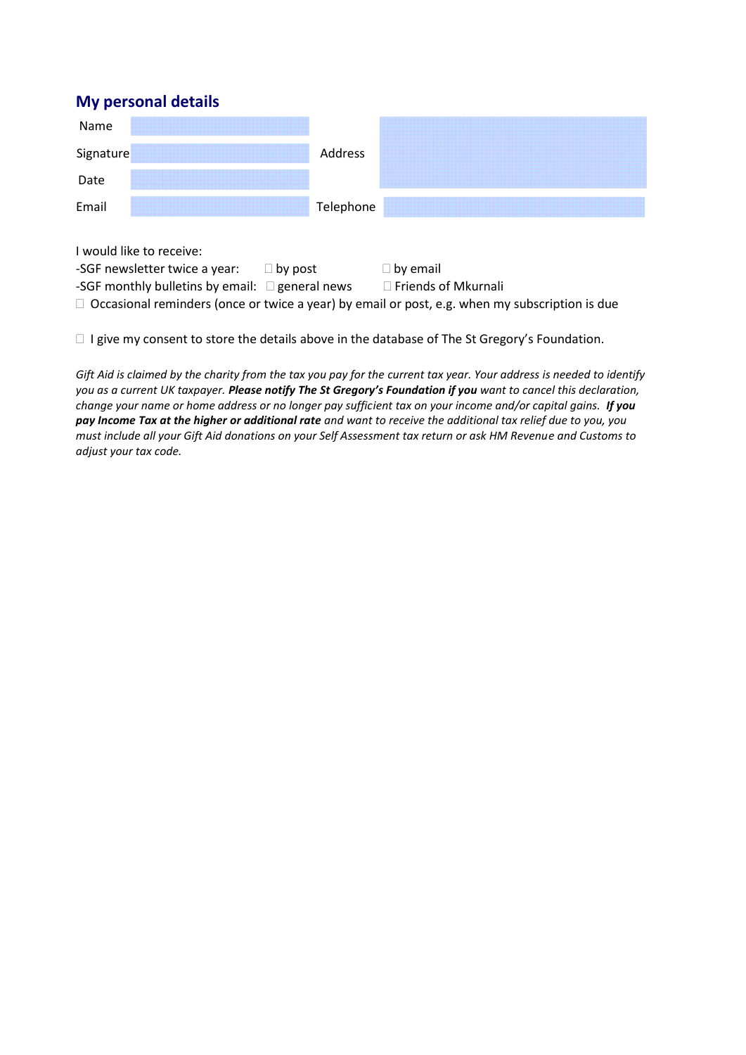## My personal details

| | | | |
|---|---|---|---|
| Name | | Address | |
| Signature | | | |
| Date | | | |
| Email | | Telephone | |

I would like to receive:

-SGF newsletter twice a year: ☐ by post ☐ by email

-SGF monthly bulletins by email: ☐ general news ☐ Friends of Mkurnali

☐ Occasional reminders (once or twice a year) by email or post, e.g. when my subscription is due

☐ I give my consent to store the details above in the database of The St Gregory's Foundation.

*Gift Aid is claimed by the charity from the tax you pay for the current tax year. Your address is needed to identify you as a current UK taxpayer.* ***Please notify The St Gregory's Foundation if you*** *want to cancel this declaration, change your name or home address or no longer pay sufficient tax on your income and/or capital gains.* ***If you pay Income Tax at the higher or additional rate*** *and want to receive the additional tax relief due to you, you must include all your Gift Aid donations on your Self Assessment tax return or ask HM Revenue and Customs to adjust your tax code.*